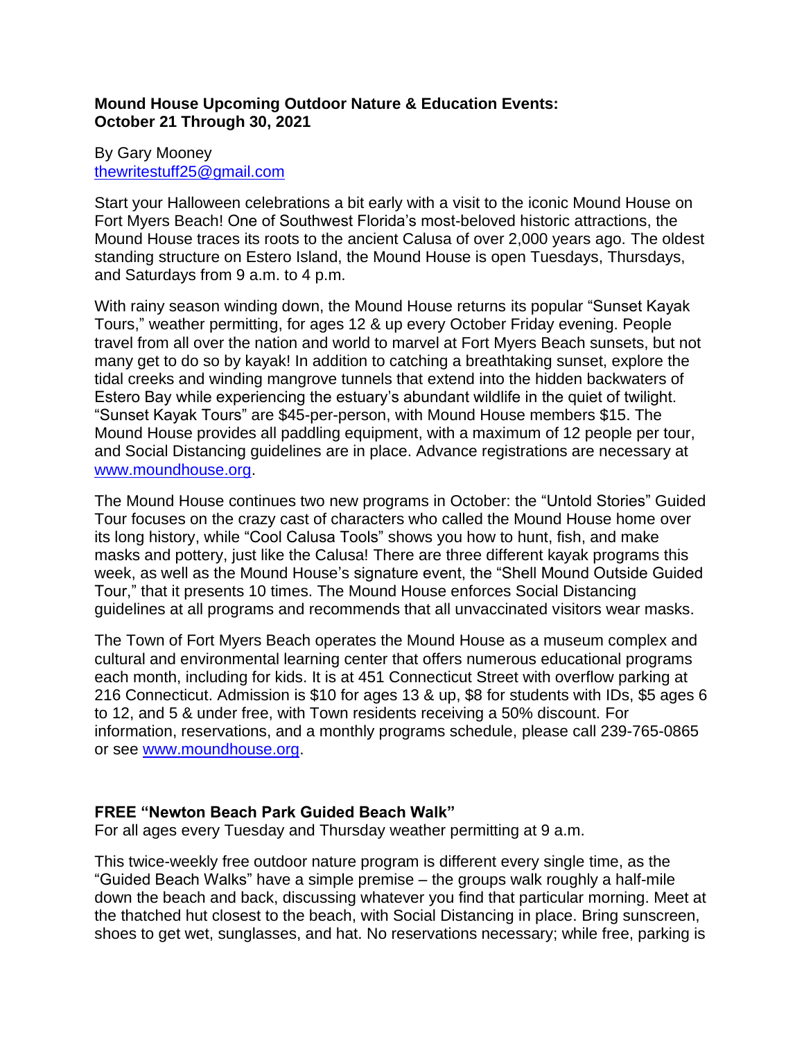**Mound House Upcoming Outdoor Nature & Education Events: October 21 Through 30, 2021**

By Gary Mooney
thewritestuff25@gmail.com

Start your Halloween celebrations a bit early with a visit to the iconic Mound House on Fort Myers Beach! One of Southwest Florida's most-beloved historic attractions, the Mound House traces its roots to the ancient Calusa of over 2,000 years ago. The oldest standing structure on Estero Island, the Mound House is open Tuesdays, Thursdays, and Saturdays from 9 a.m. to 4 p.m.

With rainy season winding down, the Mound House returns its popular "Sunset Kayak Tours," weather permitting, for ages 12 & up every October Friday evening. People travel from all over the nation and world to marvel at Fort Myers Beach sunsets, but not many get to do so by kayak! In addition to catching a breathtaking sunset, explore the tidal creeks and winding mangrove tunnels that extend into the hidden backwaters of Estero Bay while experiencing the estuary's abundant wildlife in the quiet of twilight. "Sunset Kayak Tours" are $45-per-person, with Mound House members $15. The Mound House provides all paddling equipment, with a maximum of 12 people per tour, and Social Distancing guidelines are in place. Advance registrations are necessary at www.moundhouse.org.

The Mound House continues two new programs in October: the "Untold Stories" Guided Tour focuses on the crazy cast of characters who called the Mound House home over its long history, while "Cool Calusa Tools" shows you how to hunt, fish, and make masks and pottery, just like the Calusa! There are three different kayak programs this week, as well as the Mound House's signature event, the "Shell Mound Outside Guided Tour," that it presents 10 times. The Mound House enforces Social Distancing guidelines at all programs and recommends that all unvaccinated visitors wear masks.

The Town of Fort Myers Beach operates the Mound House as a museum complex and cultural and environmental learning center that offers numerous educational programs each month, including for kids. It is at 451 Connecticut Street with overflow parking at 216 Connecticut. Admission is $10 for ages 13 & up, $8 for students with IDs, $5 ages 6 to 12, and 5 & under free, with Town residents receiving a 50% discount. For information, reservations, and a monthly programs schedule, please call 239-765-0865 or see www.moundhouse.org.

**FREE "Newton Beach Park Guided Beach Walk"**
For all ages every Tuesday and Thursday weather permitting at 9 a.m.

This twice-weekly free outdoor nature program is different every single time, as the "Guided Beach Walks" have a simple premise – the groups walk roughly a half-mile down the beach and back, discussing whatever you find that particular morning. Meet at the thatched hut closest to the beach, with Social Distancing in place. Bring sunscreen, shoes to get wet, sunglasses, and hat. No reservations necessary; while free, parking is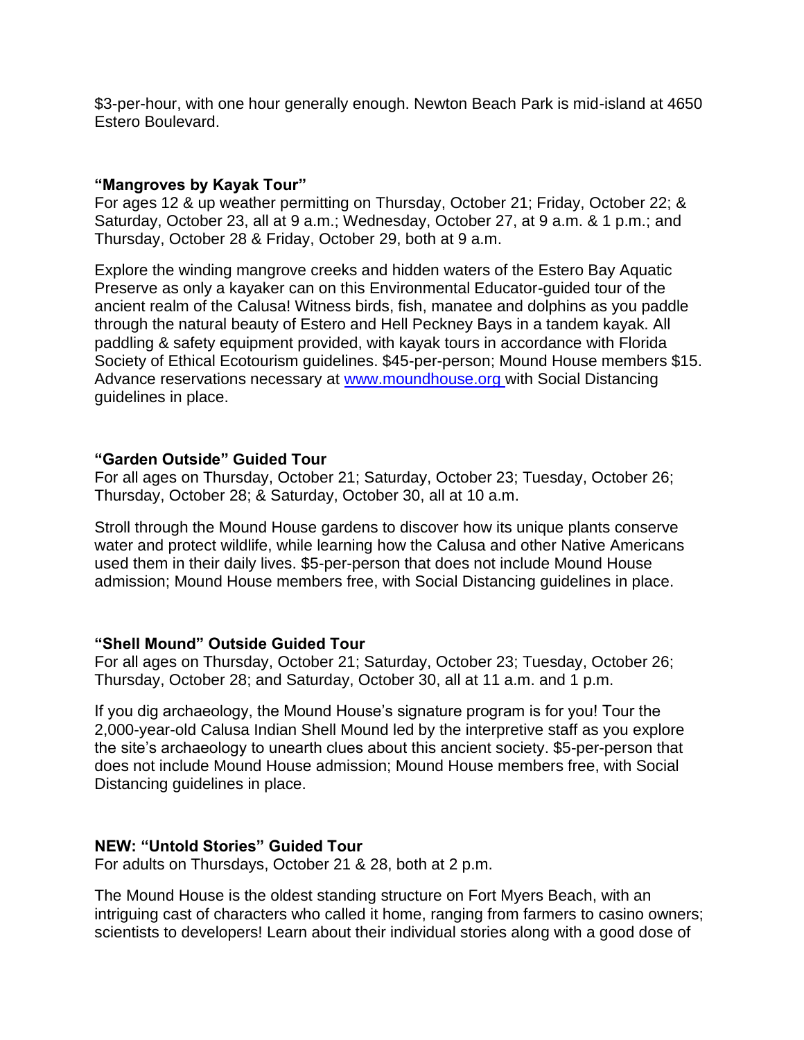$3-per-hour, with one hour generally enough. Newton Beach Park is mid-island at 4650 Estero Boulevard.

**"Mangroves by Kayak Tour"**
For ages 12 & up weather permitting on Thursday, October 21; Friday, October 22; & Saturday, October 23, all at 9 a.m.; Wednesday, October 27, at 9 a.m. & 1 p.m.; and Thursday, October 28 & Friday, October 29, both at 9 a.m.

Explore the winding mangrove creeks and hidden waters of the Estero Bay Aquatic Preserve as only a kayaker can on this Environmental Educator-guided tour of the ancient realm of the Calusa! Witness birds, fish, manatee and dolphins as you paddle through the natural beauty of Estero and Hell Peckney Bays in a tandem kayak. All paddling & safety equipment provided, with kayak tours in accordance with Florida Society of Ethical Ecotourism guidelines. $45-per-person; Mound House members $15. Advance reservations necessary at [www.moundhouse.org](http://www.moundhouse.org) with Social Distancing guidelines in place.

**"Garden Outside" Guided Tour**
For all ages on Thursday, October 21; Saturday, October 23; Tuesday, October 26; Thursday, October 28; & Saturday, October 30, all at 10 a.m.

Stroll through the Mound House gardens to discover how its unique plants conserve water and protect wildlife, while learning how the Calusa and other Native Americans used them in their daily lives. $5-per-person that does not include Mound House admission; Mound House members free, with Social Distancing guidelines in place.

**"Shell Mound" Outside Guided Tour**
For all ages on Thursday, October 21; Saturday, October 23; Tuesday, October 26; Thursday, October 28; and Saturday, October 30, all at 11 a.m. and 1 p.m.

If you dig archaeology, the Mound House's signature program is for you! Tour the 2,000-year-old Calusa Indian Shell Mound led by the interpretive staff as you explore the site's archaeology to unearth clues about this ancient society. $5-per-person that does not include Mound House admission; Mound House members free, with Social Distancing guidelines in place.

**NEW: "Untold Stories" Guided Tour**
For adults on Thursdays, October 21 & 28, both at 2 p.m.

The Mound House is the oldest standing structure on Fort Myers Beach, with an intriguing cast of characters who called it home, ranging from farmers to casino owners; scientists to developers! Learn about their individual stories along with a good dose of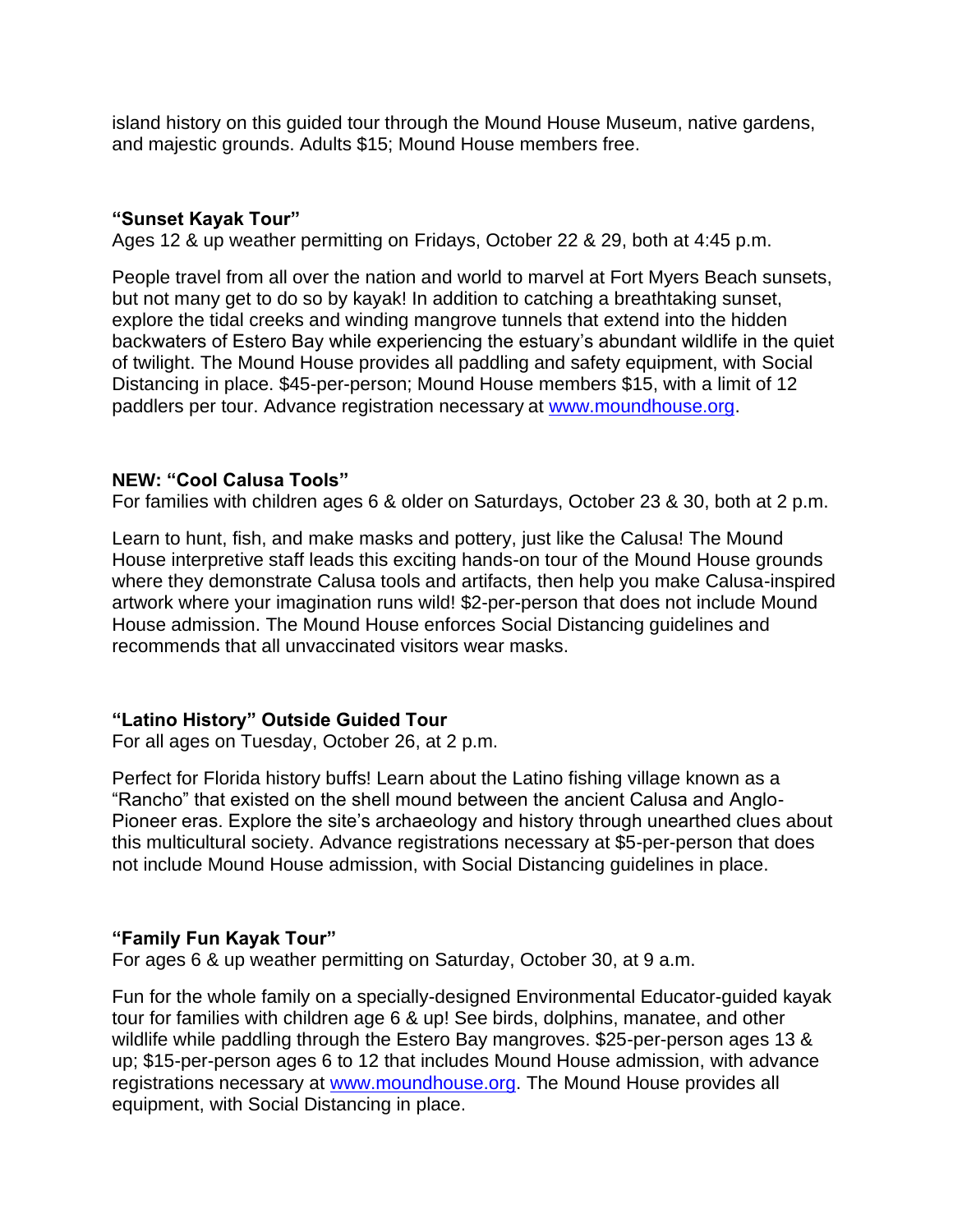island history on this guided tour through the Mound House Museum, native gardens, and majestic grounds. Adults $15; Mound House members free.

**"Sunset Kayak Tour"**
Ages 12 & up weather permitting on Fridays, October 22 & 29, both at 4:45 p.m.

People travel from all over the nation and world to marvel at Fort Myers Beach sunsets, but not many get to do so by kayak! In addition to catching a breathtaking sunset, explore the tidal creeks and winding mangrove tunnels that extend into the hidden backwaters of Estero Bay while experiencing the estuary's abundant wildlife in the quiet of twilight. The Mound House provides all paddling and safety equipment, with Social Distancing in place. $45-per-person; Mound House members $15, with a limit of 12 paddlers per tour. Advance registration necessary at [www.moundhouse.org](http://www.moundhouse.org).

**NEW: "Cool Calusa Tools"**
For families with children ages 6 & older on Saturdays, October 23 & 30, both at 2 p.m.

Learn to hunt, fish, and make masks and pottery, just like the Calusa! The Mound House interpretive staff leads this exciting hands-on tour of the Mound House grounds where they demonstrate Calusa tools and artifacts, then help you make Calusa-inspired artwork where your imagination runs wild! $2-per-person that does not include Mound House admission. The Mound House enforces Social Distancing guidelines and recommends that all unvaccinated visitors wear masks.

**"Latino History" Outside Guided Tour**
For all ages on Tuesday, October 26, at 2 p.m.

Perfect for Florida history buffs! Learn about the Latino fishing village known as a "Rancho" that existed on the shell mound between the ancient Calusa and Anglo-Pioneer eras. Explore the site's archaeology and history through unearthed clues about this multicultural society. Advance registrations necessary at $5-per-person that does not include Mound House admission, with Social Distancing guidelines in place.

**"Family Fun Kayak Tour"**
For ages 6 & up weather permitting on Saturday, October 30, at 9 a.m.

Fun for the whole family on a specially-designed Environmental Educator-guided kayak tour for families with children age 6 & up! See birds, dolphins, manatee, and other wildlife while paddling through the Estero Bay mangroves. $25-per-person ages 13 & up; $15-per-person ages 6 to 12 that includes Mound House admission, with advance registrations necessary at [www.moundhouse.org](http://www.moundhouse.org). The Mound House provides all equipment, with Social Distancing in place.